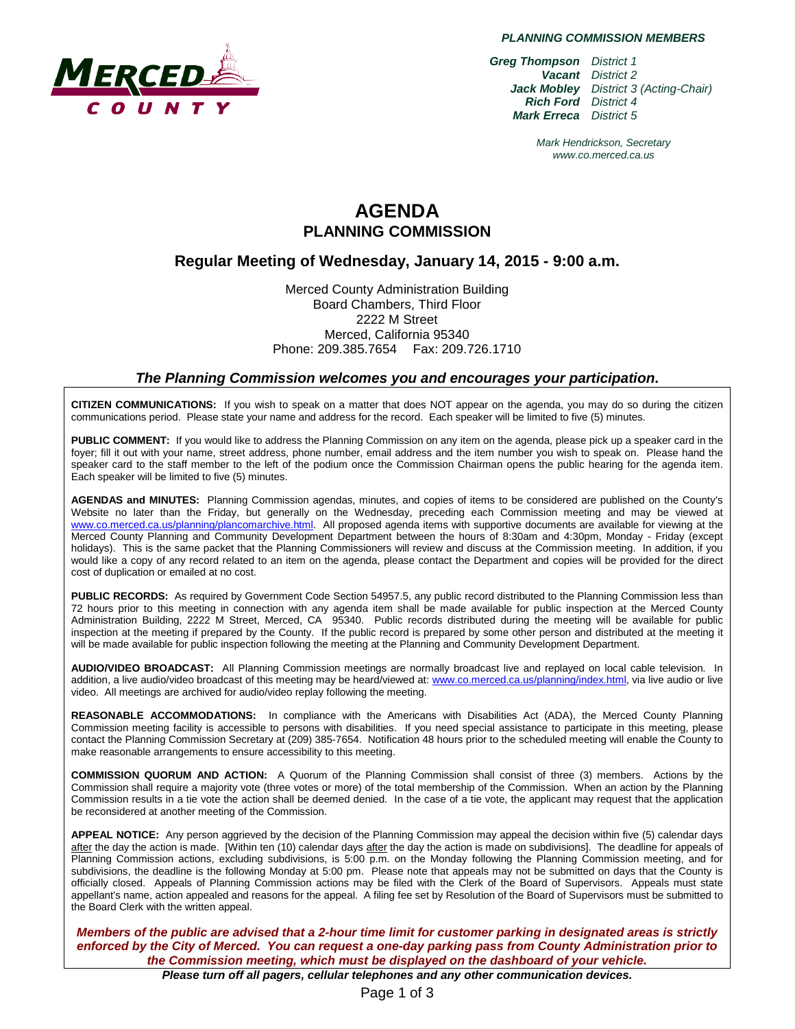**PLANNING COMMISSION MEMBERS**

| | |
|---|---|
| ***Greg Thompson*** | *District 1* |
| ***Vacant*** | *District 2* |
| ***Jack Mobley*** | *District 3 (Acting-Chair)* |
| ***Rich Ford*** | *District 4* |
| ***Mark Erreca*** | *District 5* |

*Mark Hendrickson, Secretary*
*www.co.merced.ca.us*

# AGENDA
## PLANNING COMMISSION

## Regular Meeting of Wednesday, January 14, 2015 - 9:00 a.m.

Merced County Administration Building
Board Chambers, Third Floor
2222 M Street
Merced, California 95340
Phone: 209.385.7654 Fax: 209.726.1710

### *The Planning Commission welcomes you and encourages your participation.*

**CITIZEN COMMUNICATIONS:** If you wish to speak on a matter that does NOT appear on the agenda, you may do so during the citizen communications period. Please state your name and address for the record. Each speaker will be limited to five (5) minutes.

**PUBLIC COMMENT:** If you would like to address the Planning Commission on any item on the agenda, please pick up a speaker card in the foyer; fill it out with your name, street address, phone number, email address and the item number you wish to speak on. Please hand the speaker card to the staff member to the left of the podium once the Commission Chairman opens the public hearing for the agenda item. Each speaker will be limited to five (5) minutes.

**AGENDAS and MINUTES:** Planning Commission agendas, minutes, and copies of items to be considered are published on the County's Website no later than the Friday, but generally on the Wednesday, preceding each Commission meeting and may be viewed at www.co.merced.ca.us/planning/plancomarchive.html. All proposed agenda items with supportive documents are available for viewing at the Merced County Planning and Community Development Department between the hours of 8:30am and 4:30pm, Monday - Friday (except holidays). This is the same packet that the Planning Commissioners will review and discuss at the Commission meeting. In addition, if you would like a copy of any record related to an item on the agenda, please contact the Department and copies will be provided for the direct cost of duplication or emailed at no cost.

**PUBLIC RECORDS:** As required by Government Code Section 54957.5, any public record distributed to the Planning Commission less than 72 hours prior to this meeting in connection with any agenda item shall be made available for public inspection at the Merced County Administration Building, 2222 M Street, Merced, CA 95340. Public records distributed during the meeting will be available for public inspection at the meeting if prepared by the County. If the public record is prepared by some other person and distributed at the meeting it will be made available for public inspection following the meeting at the Planning and Community Development Department.

**AUDIO/VIDEO BROADCAST:** All Planning Commission meetings are normally broadcast live and replayed on local cable television. In addition, a live audio/video broadcast of this meeting may be heard/viewed at: www.co.merced.ca.us/planning/index.html, via live audio or live video. All meetings are archived for audio/video replay following the meeting.

**REASONABLE ACCOMMODATIONS:** In compliance with the Americans with Disabilities Act (ADA), the Merced County Planning Commission meeting facility is accessible to persons with disabilities. If you need special assistance to participate in this meeting, please contact the Planning Commission Secretary at (209) 385-7654. Notification 48 hours prior to the scheduled meeting will enable the County to make reasonable arrangements to ensure accessibility to this meeting.

**COMMISSION QUORUM AND ACTION:** A Quorum of the Planning Commission shall consist of three (3) members. Actions by the Commission shall require a majority vote (three votes or more) of the total membership of the Commission. When an action by the Planning Commission results in a tie vote the action shall be deemed denied. In the case of a tie vote, the applicant may request that the application be reconsidered at another meeting of the Commission.

**APPEAL NOTICE:** Any person aggrieved by the decision of the Planning Commission may appeal the decision within five (5) calendar days after the day the action is made. [Within ten (10) calendar days after the day the action is made on subdivisions]. The deadline for appeals of Planning Commission actions, excluding subdivisions, is 5:00 p.m. on the Monday following the Planning Commission meeting, and for subdivisions, the deadline is the following Monday at 5:00 pm. Please note that appeals may not be submitted on days that the County is officially closed. Appeals of Planning Commission actions may be filed with the Clerk of the Board of Supervisors. Appeals must state appellant's name, action appealed and reasons for the appeal. A filing fee set by Resolution of the Board of Supervisors must be submitted to the Board Clerk with the written appeal.

***Members of the public are advised that a 2-hour time limit for customer parking in designated areas is strictly enforced by the City of Merced. You can request a one-day parking pass from County Administration prior to the Commission meeting, which must be displayed on the dashboard of your vehicle.***

***Please turn off all pagers, cellular telephones and any other communication devices.***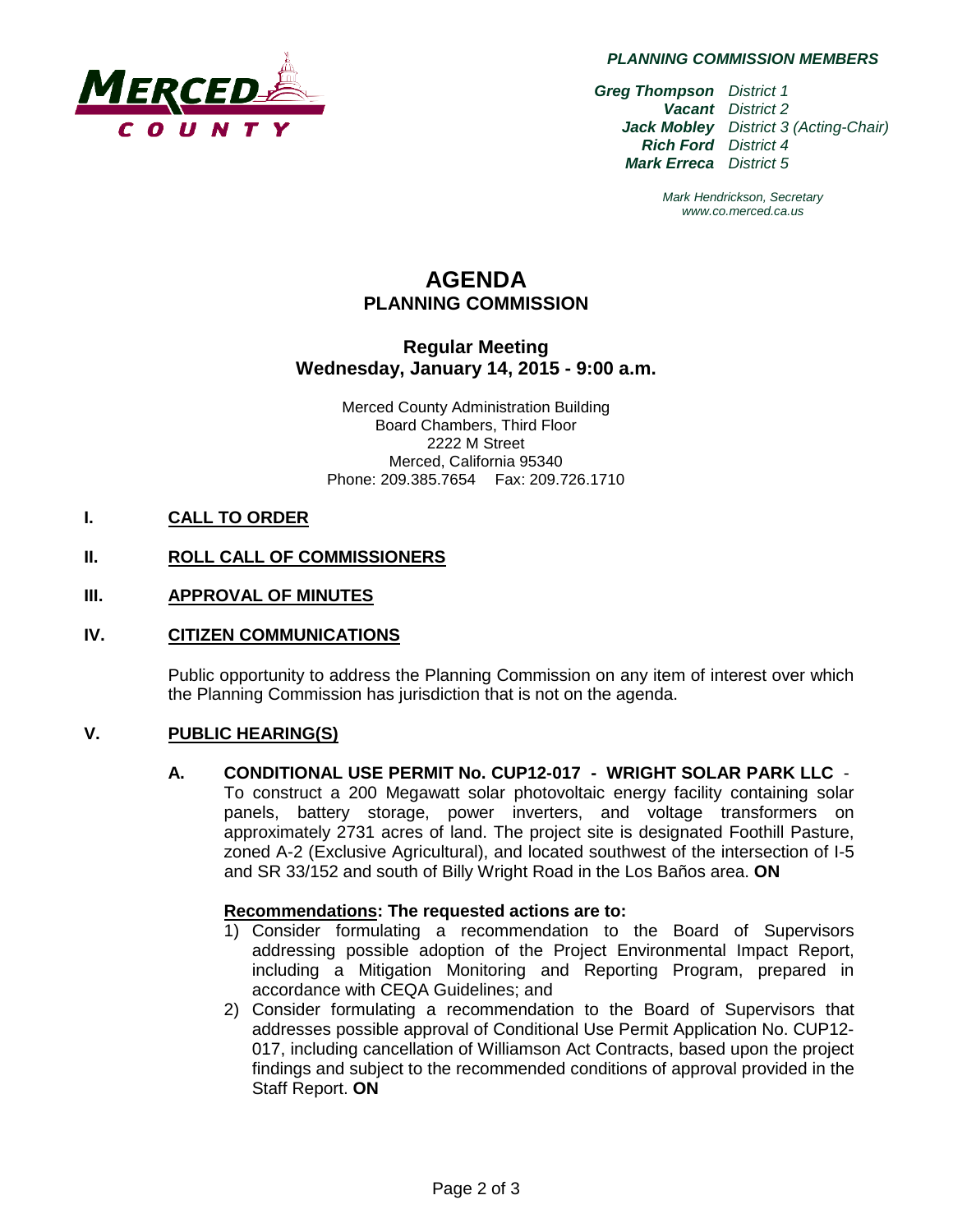**MERCED COUNTY**

***PLANNING COMMISSION MEMBERS***

***Greg Thompson*** *District 1*
***Vacant*** *District 2*
***Jack Mobley*** *District 3 (Acting-Chair)*
***Rich Ford*** *District 4*
***Mark Erreca*** *District 5*

*Mark Hendrickson, Secretary*
*www.co.merced.ca.us*

# AGENDA
## PLANNING COMMISSION

### Regular Meeting
### Wednesday, January 14, 2015 - 9:00 a.m.

Merced County Administration Building
Board Chambers, Third Floor
2222 M Street
Merced, California 95340
Phone: 209.385.7654 Fax: 209.726.1710

**I. CALL TO ORDER**

**II. ROLL CALL OF COMMISSIONERS**

**III. APPROVAL OF MINUTES**

**IV. CITIZEN COMMUNICATIONS**

Public opportunity to address the Planning Commission on any item of interest over which the Planning Commission has jurisdiction that is not on the agenda.

**V. PUBLIC HEARING(S)**

**A. CONDITIONAL USE PERMIT No. CUP12-017 - WRIGHT SOLAR PARK LLC** - To construct a 200 Megawatt solar photovoltaic energy facility containing solar panels, battery storage, power inverters, and voltage transformers on approximately 2731 acres of land. The project site is designated Foothill Pasture, zoned A-2 (Exclusive Agricultural), and located southwest of the intersection of I-5 and SR 33/152 and south of Billy Wright Road in the Los Baños area. **ON**

**Recommendations: The requested actions are to:**

1) Consider formulating a recommendation to the Board of Supervisors addressing possible adoption of the Project Environmental Impact Report, including a Mitigation Monitoring and Reporting Program, prepared in accordance with CEQA Guidelines; and
2) Consider formulating a recommendation to the Board of Supervisors that addresses possible approval of Conditional Use Permit Application No. CUP12-017, including cancellation of Williamson Act Contracts, based upon the project findings and subject to the recommended conditions of approval provided in the Staff Report. **ON**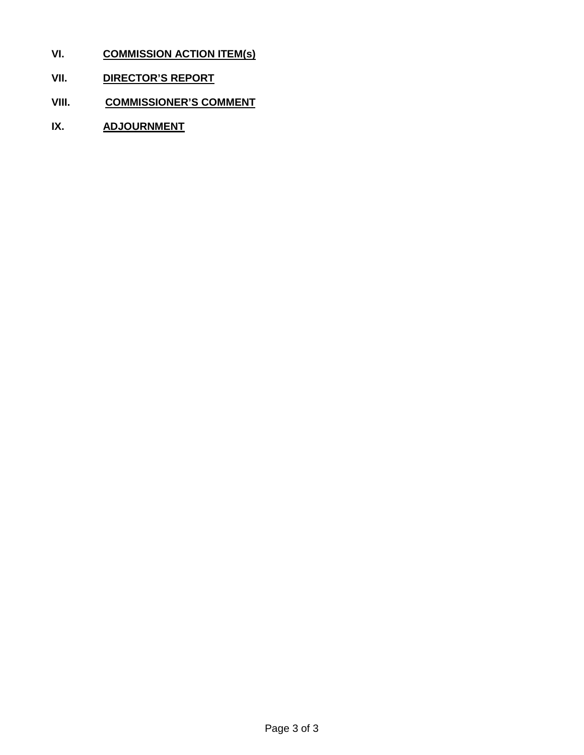**VI. <u>COMMISSION ACTION ITEM(s)</u>**

**VII. <u>DIRECTOR'S REPORT</u>**

**VIII. <u>COMMISSIONER'S COMMENT</u>**

**IX. <u>ADJOURNMENT</u>**